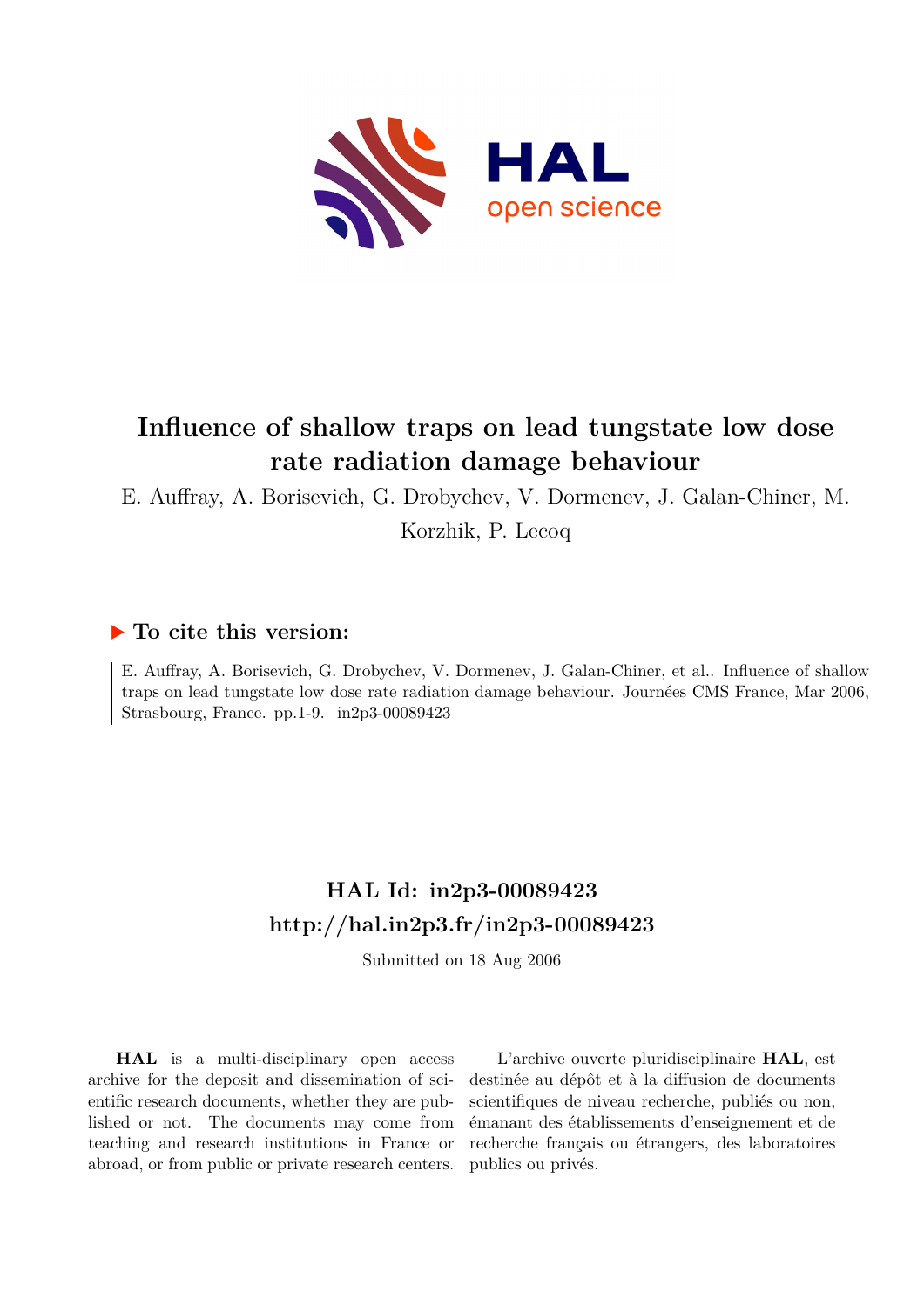# Influence of shallow traps on lead tungstate low dose rate radiation damage behaviour

E. Auffray, A. Borisevich, G. Drobychev, V. Dormenev, J. Galan-Chiner, M. Korzhik, P. Lecoq

## ▶ To cite this version:

E. Auffray, A. Borisevich, G. Drobychev, V. Dormenev, J. Galan-Chiner, et al.. Influence of shallow traps on lead tungstate low dose rate radiation damage behaviour. Journées CMS France, Mar 2006, Strasbourg, France. pp.1-9. in2p3-00089423

## HAL Id: in2p3-00089423
## http://hal.in2p3.fr/in2p3-00089423

Submitted on 18 Aug 2006

**HAL** is a multi-disciplinary open access archive for the deposit and dissemination of scientific research documents, whether they are published or not. The documents may come from teaching and research institutions in France or abroad, or from public or private research centers.

L'archive ouverte pluridisciplinaire **HAL**, est destinée au dépôt et à la diffusion de documents scientifiques de niveau recherche, publiés ou non, émanant des établissements d'enseignement et de recherche français ou étrangers, des laboratoires publics ou privés.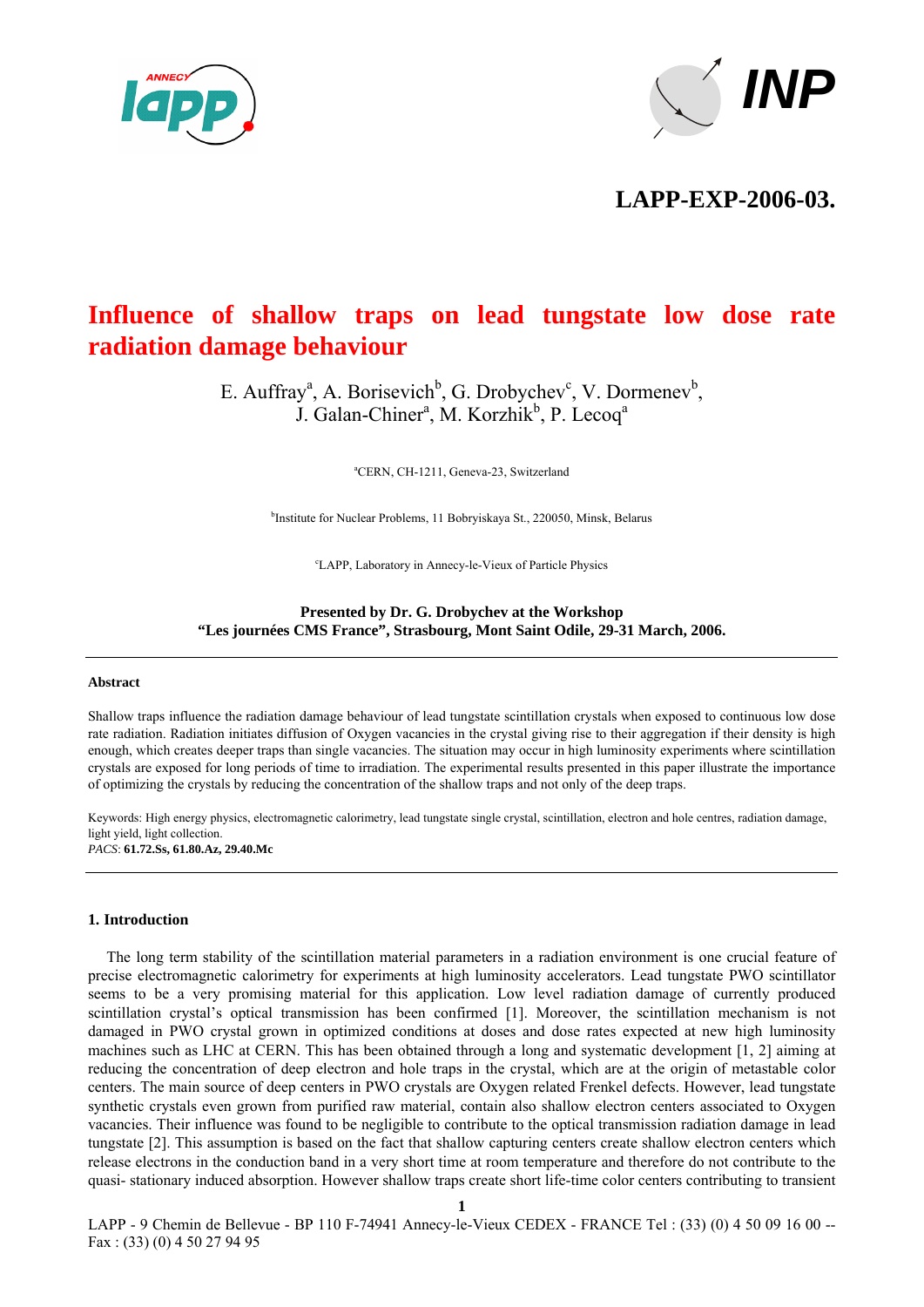LAPP-EXP-2006-03.

# Influence of shallow traps on lead tungstate low dose rate radiation damage behaviour

E. Auffray[a], A. Borisevich[b], G. Drobychev[c], V. Dormenev[b], J. Galan-Chiner[a], M. Korzhik[b], P. Lecoq[a]

[a]CERN, CH-1211, Geneva-23, Switzerland

[b]Institute for Nuclear Problems, 11 Bobryiskaya St., 220050, Minsk, Belarus

[c]LAPP, Laboratory in Annecy-le-Vieux of Particle Physics

**Presented by Dr. G. Drobychev at the Workshop "Les journées CMS France", Strasbourg, Mont Saint Odile, 29-31 March, 2006.**

---

#### Abstract

Shallow traps influence the radiation damage behaviour of lead tungstate scintillation crystals when exposed to continuous low dose rate radiation. Radiation initiates diffusion of Oxygen vacancies in the crystal giving rise to their aggregation if their density is high enough, which creates deeper traps than single vacancies. The situation may occur in high luminosity experiments where scintillation crystals are exposed for long periods of time to irradiation. The experimental results presented in this paper illustrate the importance of optimizing the crystals by reducing the concentration of the shallow traps and not only of the deep traps.

Keywords: High energy physics, electromagnetic calorimetry, lead tungstate single crystal, scintillation, electron and hole centres, radiation damage, light yield, light collection.
*PACS*: **61.72.Ss, 61.80.Az, 29.40.Mc**

---

#### 1. Introduction

The long term stability of the scintillation material parameters in a radiation environment is one crucial feature of precise electromagnetic calorimetry for experiments at high luminosity accelerators. Lead tungstate PWO scintillator seems to be a very promising material for this application. Low level radiation damage of currently produced scintillation crystal's optical transmission has been confirmed [1]. Moreover, the scintillation mechanism is not damaged in PWO crystal grown in optimized conditions at doses and dose rates expected at new high luminosity machines such as LHC at CERN. This has been obtained through a long and systematic development [1, 2] aiming at reducing the concentration of deep electron and hole traps in the crystal, which are at the origin of metastable color centers. The main source of deep centers in PWO crystals are Oxygen related Frenkel defects. However, lead tungstate synthetic crystals even grown from purified raw material, contain also shallow electron centers associated to Oxygen vacancies. Their influence was found to be negligible to contribute to the optical transmission radiation damage in lead tungstate [2]. This assumption is based on the fact that shallow capturing centers create shallow electron centers which release electrons in the conduction band in a very short time at room temperature and therefore do not contribute to the quasi- stationary induced absorption. However shallow traps create short life-time color centers contributing to transient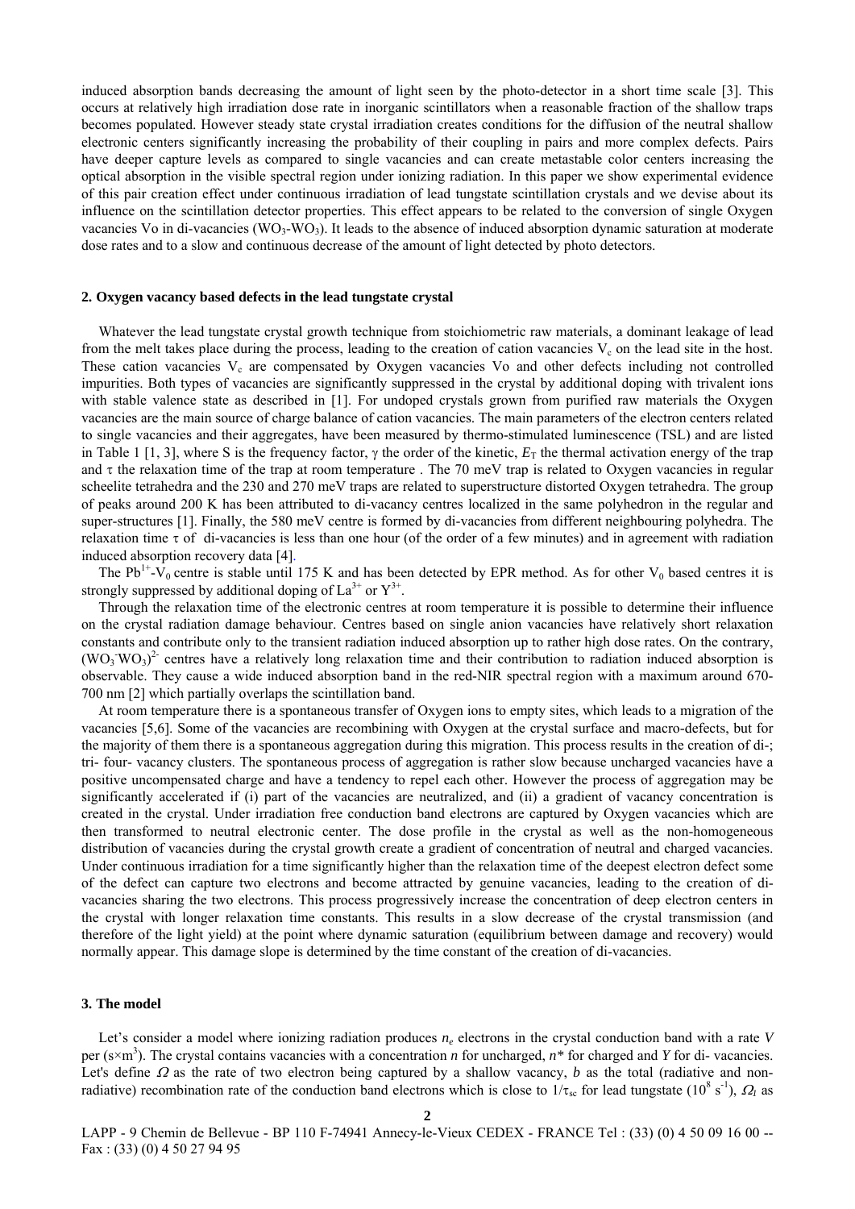induced absorption bands decreasing the amount of light seen by the photo-detector in a short time scale [3]. This occurs at relatively high irradiation dose rate in inorganic scintillators when a reasonable fraction of the shallow traps becomes populated. However steady state crystal irradiation creates conditions for the diffusion of the neutral shallow electronic centers significantly increasing the probability of their coupling in pairs and more complex defects. Pairs have deeper capture levels as compared to single vacancies and can create metastable color centers increasing the optical absorption in the visible spectral region under ionizing radiation. In this paper we show experimental evidence of this pair creation effect under continuous irradiation of lead tungstate scintillation crystals and we devise about its influence on the scintillation detector properties. This effect appears to be related to the conversion of single Oxygen vacancies Vo in di-vacancies ($WO_3$-$WO_3$). It leads to the absence of induced absorption dynamic saturation at moderate dose rates and to a slow and continuous decrease of the amount of light detected by photo detectors.

## 2. Oxygen vacancy based defects in the lead tungstate crystal

Whatever the lead tungstate crystal growth technique from stoichiometric raw materials, a dominant leakage of lead from the melt takes place during the process, leading to the creation of cation vacancies $V_c$ on the lead site in the host. These cation vacancies $V_c$ are compensated by Oxygen vacancies Vo and other defects including not controlled impurities. Both types of vacancies are significantly suppressed in the crystal by additional doping with trivalent ions with stable valence state as described in [1]. For undoped crystals grown from purified raw materials the Oxygen vacancies are the main source of charge balance of cation vacancies. The main parameters of the electron centers related to single vacancies and their aggregates, have been measured by thermo-stimulated luminescence (TSL) and are listed in Table 1 [1, 3], where S is the frequency factor, $\gamma$ the order of the kinetic, $E_T$ the thermal activation energy of the trap and $\tau$ the relaxation time of the trap at room temperature . The 70 meV trap is related to Oxygen vacancies in regular scheelite tetrahedra and the 230 and 270 meV traps are related to superstructure distorted Oxygen tetrahedra. The group of peaks around 200 K has been attributed to di-vacancy centres localized in the same polyhedron in the regular and super-structures [1]. Finally, the 580 meV centre is formed by di-vacancies from different neighbouring polyhedra. The relaxation time $\tau$ of di-vacancies is less than one hour (of the order of a few minutes) and in agreement with radiation induced absorption recovery data [4].

The $Pb^{1+}$-$V_0$ centre is stable until 175 K and has been detected by EPR method. As for other $V_0$ based centres it is strongly suppressed by additional doping of $La^{3+}$ or $Y^{3+}$.

Through the relaxation time of the electronic centres at room temperature it is possible to determine their influence on the crystal radiation damage behaviour. Centres based on single anion vacancies have relatively short relaxation constants and contribute only to the transient radiation induced absorption up to rather high dose rates. On the contrary, $(WO_3^-WO_3)^{2-}$ centres have a relatively long relaxation time and their contribution to radiation induced absorption is observable. They cause a wide induced absorption band in the red-NIR spectral region with a maximum around 670-700 nm [2] which partially overlaps the scintillation band.

At room temperature there is a spontaneous transfer of Oxygen ions to empty sites, which leads to a migration of the vacancies [5,6]. Some of the vacancies are recombining with Oxygen at the crystal surface and macro-defects, but for the majority of them there is a spontaneous aggregation during this migration. This process results in the creation of di-; tri- four- vacancy clusters. The spontaneous process of aggregation is rather slow because uncharged vacancies have a positive uncompensated charge and have a tendency to repel each other. However the process of aggregation may be significantly accelerated if (i) part of the vacancies are neutralized, and (ii) a gradient of vacancy concentration is created in the crystal. Under irradiation free conduction band electrons are captured by Oxygen vacancies which are then transformed to neutral electronic center. The dose profile in the crystal as well as the non-homogeneous distribution of vacancies during the crystal growth create a gradient of concentration of neutral and charged vacancies. Under continuous irradiation for a time significantly higher than the relaxation time of the deepest electron defect some of the defect can capture two electrons and become attracted by genuine vacancies, leading to the creation of di-vacancies sharing the two electrons. This process progressively increase the concentration of deep electron centers in the crystal with longer relaxation time constants. This results in a slow decrease of the crystal transmission (and therefore of the light yield) at the point where dynamic saturation (equilibrium between damage and recovery) would normally appear. This damage slope is determined by the time constant of the creation of di-vacancies.

## 3. The model

Let's consider a model where ionizing radiation produces $n_e$ electrons in the crystal conduction band with a rate $V$ per ($s \times m^3$). The crystal contains vacancies with a concentration $n$ for uncharged, $n^*$ for charged and $Y$ for di- vacancies. Let's define $\Omega$ as the rate of two electron being captured by a shallow vacancy, $b$ as the total (radiative and non-radiative) recombination rate of the conduction band electrons which is close to $1/\tau_{sc}$ for lead tungstate ($10^8$ $s^{-1}$), $\Omega_I$ as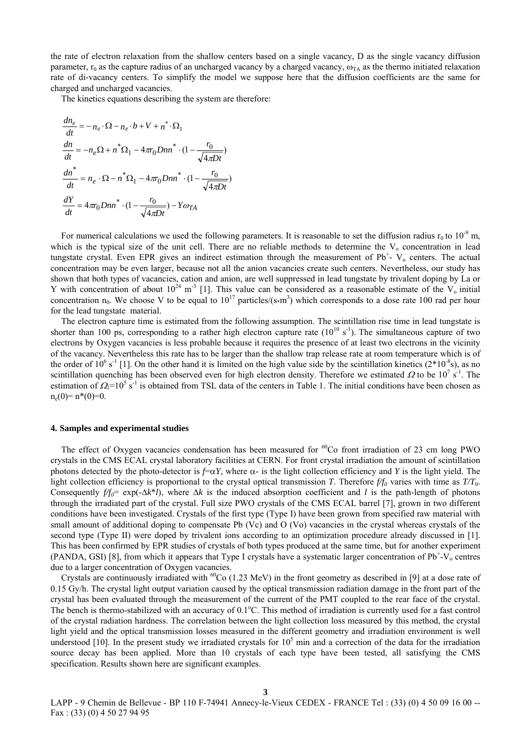the rate of electron relaxation from the shallow centers based on a single vacancy, D as the single vacancy diffusion parameter, $r_0$ as the capture radius of an uncharged vacancy by a charged vacancy, $\omega_{TA}$ as the thermo initiated relaxation rate of di-vacancy centers. To simplify the model we suppose here that the diffusion coefficients are the same for charged and uncharged vacancies.

The kinetics equations describing the system are therefore:

$$
\begin{aligned}
\frac{dn_e}{dt} &= -n_e \cdot \Omega - n_e \cdot b + V + n^* \cdot \Omega_1 \\
\frac{dn}{dt} &= -n_e \Omega + n^* \Omega_1 - 4\pi r_0 D n n^* \cdot \left(1 - \frac{r_0}{\sqrt{4\pi D t}}\right) \\
\frac{dn^*}{dt} &= n_e \cdot \Omega - n^* \Omega_1 - 4\pi r_0 D n n^* \cdot \left(1 - \frac{r_0}{\sqrt{4\pi D t}}\right) \\
\frac{dY}{dt} &= 4\pi r_0 D n n^* \cdot \left(1 - \frac{r_0}{\sqrt{4\pi D t}}\right) - Y \omega_{TA}
\end{aligned}
$$

For numerical calculations we used the following parameters. It is reasonable to set the diffusion radius $r_0$ to $10^{-9}$ m, which is the typical size of the unit cell. There are no reliable methods to determine the $V_o$ concentration in lead tungstate crystal. Even EPR gives an indirect estimation through the measurement of $Pb^+$- $V_o$ centers. The actual concentration may be even larger, because not all the anion vacancies create such centers. Nevertheless, our study has shown that both types of vacancies, cation and anion, are well suppressed in lead tungstate by trivalent doping by La or Y with concentration of about $10^{24}$ $m^{-3}$ [1]. This value can be considered as a reasonable estimate of the $V_o$ initial concentration $n_0$. We choose V to be equal to $10^{17}$ particles/(s∗m$^3$) which corresponds to a dose rate 100 rad per hour for the lead tungstate material.

The electron capture time is estimated from the following assumption. The scintillation rise time in lead tungstate is shorter than 100 ps, corresponding to a rather high electron capture rate ($10^{10}$ $s^{-1}$). The simultaneous capture of two electrons by Oxygen vacancies is less probable because it requires the presence of at least two electrons in the vicinity of the vacancy. Nevertheless this rate has to be larger than the shallow trap release rate at room temperature which is of the order of $10^6$ $s^{-1}$ [1]. On the other hand it is limited on the high value side by the scintillation kinetics ($2*10^{-8}$s), as no scintillation quenching has been observed even for high electron density. Therefore we estimated $\Omega$ to be $10^7$ $s^{-1}$. The estimation of $\Omega_1=10^5$ $s^{-1}$ is obtained from TSL data of the centers in Table 1. The initial conditions have been chosen as $n_e(0)= n^*(0)=0$.

### 4. Samples and experimental studies

The effect of Oxygen vacancies condensation has been measured for $^{60}$Co front irradiation of 23 cm long PWO crystals in the CMS ECAL crystal laboratory facilities at CERN. For front crystal irradiation the amount of scintillation photons detected by the photo-detector is $f=\alpha Y$, where $\alpha$- is the light collection efficiency and $Y$ is the light yield. The light collection efficiency is proportional to the crystal optical transmission $T$. Therefore $f/f_0$ varies with time as $T/T_0$. Consequently $f/f_0= \exp(-\Delta k*l)$, where $\Delta k$ is the induced absorption coefficient and $l$ is the path-length of photons through the irradiated part of the crystal. Full size PWO crystals of the CMS ECAL barrel [7], grown in two different conditions have been investigated. Crystals of the first type (Type I) have been grown from specified raw material with small amount of additional doping to compensate Pb (Vc) and O (Vo) vacancies in the crystal whereas crystals of the second type (Type II) were doped by trivalent ions according to an optimization procedure already discussed in [1]. This has been confirmed by EPR studies of crystals of both types produced at the same time, but for another experiment (PANDA, GSI) [8], from which it appears that Type I crystals have a systematic larger concentration of $Pb^+$-$V_o$ centres due to a larger concentration of Oxygen vacancies.

Crystals are continuously irradiated with $^{60}$Co (1.23 MeV) in the front geometry as described in [9] at a dose rate of 0.15 Gy/h. The crystal light output variation caused by the optical transmission radiation damage in the front part of the crystal has been evaluated through the measurement of the current of the PMT coupled to the rear face of the crystal. The bench is thermo-stabilized with an accuracy of 0.1$^o$C. This method of irradiation is currently used for a fast control of the crystal radiation hardness. The correlation between the light collection loss measured by this method, the crystal light yield and the optical transmission losses measured in the different geometry and irradiation environment is well understood [10]. In the present study we irradiated crystals for $10^5$ min and a correction of the data for the irradiation source decay has been applied. More than 10 crystals of each type have been tested, all satisfying the CMS specification. Results shown here are significant examples.

LAPP - 9 Chemin de Bellevue - BP 110 F-74941 Annecy-le-Vieux CEDEX - FRANCE Tel : (33) (0) 4 50 09 16 00 -- Fax : (33) (0) 4 50 27 94 95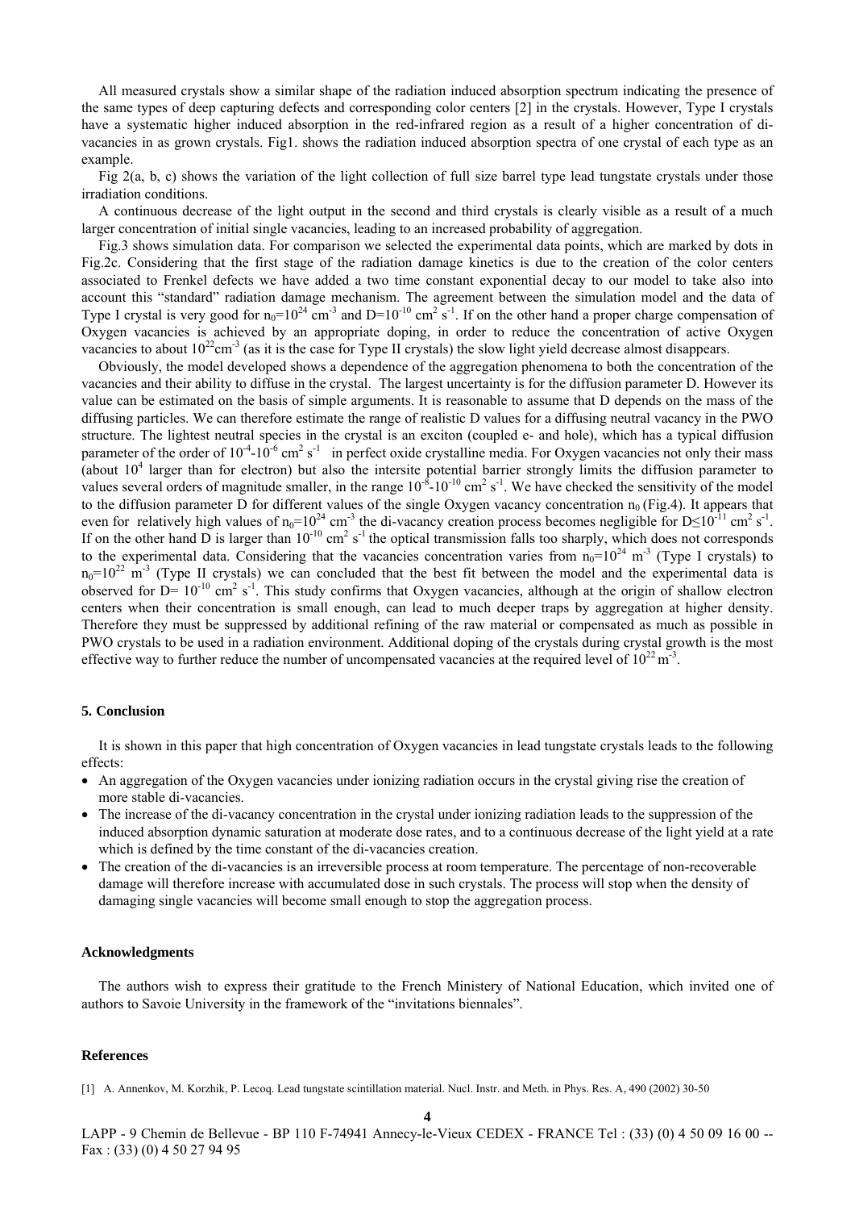All measured crystals show a similar shape of the radiation induced absorption spectrum indicating the presence of the same types of deep capturing defects and corresponding color centers [2] in the crystals. However, Type I crystals have a systematic higher induced absorption in the red-infrared region as a result of a higher concentration of di-vacancies in as grown crystals. Fig1. shows the radiation induced absorption spectra of one crystal of each type as an example.

Fig 2(a, b, c) shows the variation of the light collection of full size barrel type lead tungstate crystals under those irradiation conditions.

A continuous decrease of the light output in the second and third crystals is clearly visible as a result of a much larger concentration of initial single vacancies, leading to an increased probability of aggregation.

Fig.3 shows simulation data. For comparison we selected the experimental data points, which are marked by dots in Fig.2c. Considering that the first stage of the radiation damage kinetics is due to the creation of the color centers associated to Frenkel defects we have added a two time constant exponential decay to our model to take also into account this "standard" radiation damage mechanism. The agreement between the simulation model and the data of Type I crystal is very good for $n_0=10^{24}$ cm$^{-3}$ and D=$10^{-10}$ cm$^2$ s$^{-1}$. If on the other hand a proper charge compensation of Oxygen vacancies is achieved by an appropriate doping, in order to reduce the concentration of active Oxygen vacancies to about $10^{22}$cm$^{-3}$ (as it is the case for Type II crystals) the slow light yield decrease almost disappears.

Obviously, the model developed shows a dependence of the aggregation phenomena to both the concentration of the vacancies and their ability to diffuse in the crystal. The largest uncertainty is for the diffusion parameter D. However its value can be estimated on the basis of simple arguments. It is reasonable to assume that D depends on the mass of the diffusing particles. We can therefore estimate the range of realistic D values for a diffusing neutral vacancy in the PWO structure. The lightest neutral species in the crystal is an exciton (coupled e- and hole), which has a typical diffusion parameter of the order of $10^{-4}$-$10^{-6}$ cm$^2$ s$^{-1}$ in perfect oxide crystalline media. For Oxygen vacancies not only their mass (about $10^4$ larger than for electron) but also the intersite potential barrier strongly limits the diffusion parameter to values several orders of magnitude smaller, in the range $10^{-8}$-$10^{-10}$ cm$^2$ s$^{-1}$. We have checked the sensitivity of the model to the diffusion parameter D for different values of the single Oxygen vacancy concentration $n_0$ (Fig.4). It appears that even for relatively high values of $n_0=10^{24}$ cm$^{-3}$ the di-vacancy creation process becomes negligible for D$\leq 10^{-11}$ cm$^2$ s$^{-1}$. If on the other hand D is larger than $10^{-10}$ cm$^2$ s$^{-1}$ the optical transmission falls too sharply, which does not corresponds to the experimental data. Considering that the vacancies concentration varies from $n_0=10^{24}$ m$^{-3}$ (Type I crystals) to $n_0=10^{22}$ m$^{-3}$ (Type II crystals) we can concluded that the best fit between the model and the experimental data is observed for D= $10^{-10}$ cm$^2$ s$^{-1}$. This study confirms that Oxygen vacancies, although at the origin of shallow electron centers when their concentration is small enough, can lead to much deeper traps by aggregation at higher density. Therefore they must be suppressed by additional refining of the raw material or compensated as much as possible in PWO crystals to be used in a radiation environment. Additional doping of the crystals during crystal growth is the most effective way to further reduce the number of uncompensated vacancies at the required level of $10^{22}$ m$^{-3}$.

### 5. Conclusion

It is shown in this paper that high concentration of Oxygen vacancies in lead tungstate crystals leads to the following effects:

- An aggregation of the Oxygen vacancies under ionizing radiation occurs in the crystal giving rise the creation of more stable di-vacancies.
- The increase of the di-vacancy concentration in the crystal under ionizing radiation leads to the suppression of the induced absorption dynamic saturation at moderate dose rates, and to a continuous decrease of the light yield at a rate which is defined by the time constant of the di-vacancies creation.
- The creation of the di-vacancies is an irreversible process at room temperature. The percentage of non-recoverable damage will therefore increase with accumulated dose in such crystals. The process will stop when the density of damaging single vacancies will become small enough to stop the aggregation process.

### Acknowledgments

The authors wish to express their gratitude to the French Ministery of National Education, which invited one of authors to Savoie University in the framework of the "invitations biennales".

### References

[1] A. Annenkov, M. Korzhik, P. Lecoq. Lead tungstate scintillation material. Nucl. Instr. and Meth. in Phys. Res. A, 490 (2002) 30-50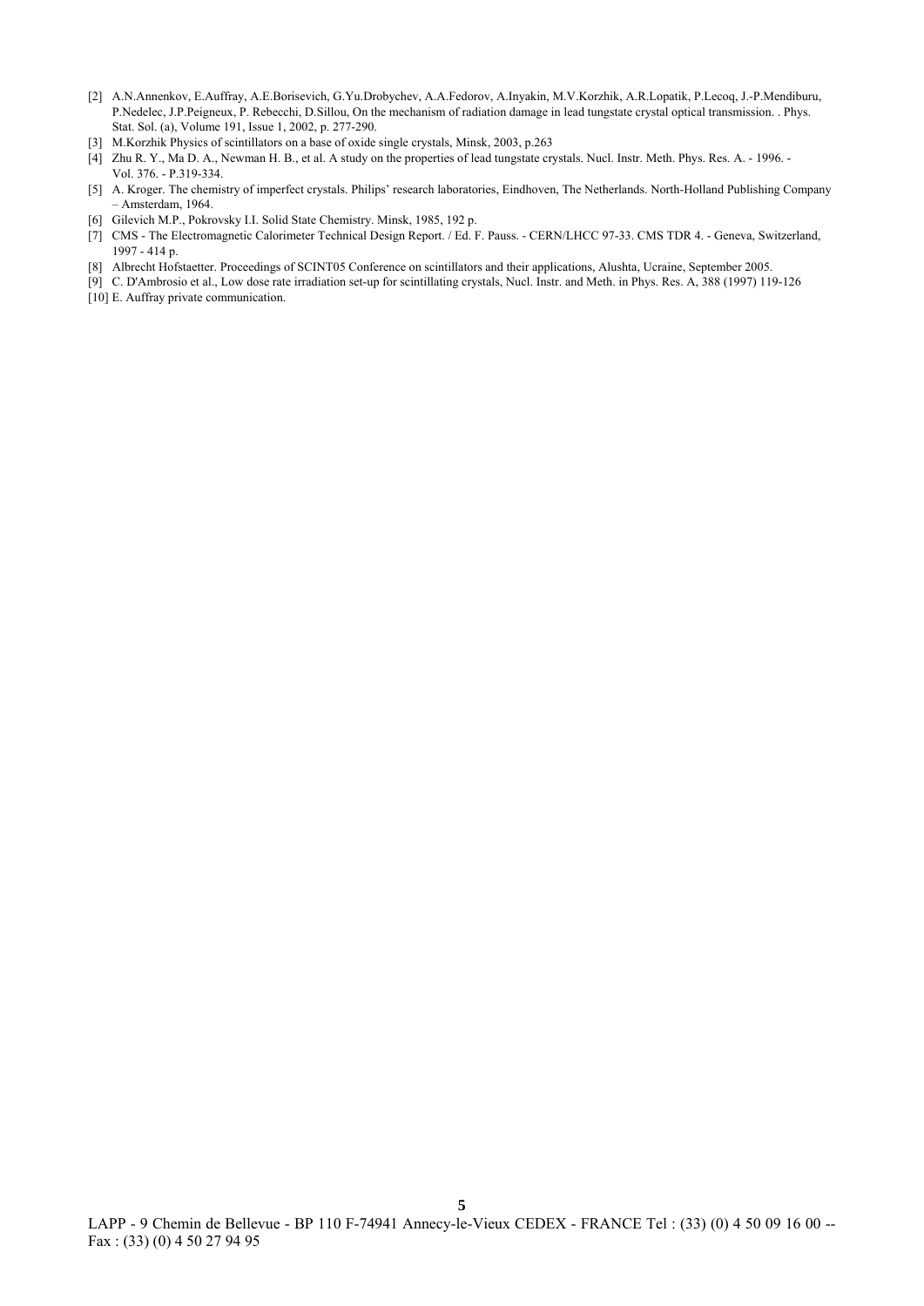[2] A.N.Annenkov, E.Auffray, A.E.Borisevich, G.Yu.Drobychev, A.A.Fedorov, A.Inyakin, M.V.Korzhik, A.R.Lopatik, P.Lecoq, J.-P.Mendiburu, P.Nedelec, J.P.Peigneux, P. Rebecchi, D.Sillou, On the mechanism of radiation damage in lead tungstate crystal optical transmission. . Phys. Stat. Sol. (a), Volume 191, Issue 1, 2002, p. 277-290.

[3] M.Korzhik Physics of scintillators on a base of oxide single crystals, Minsk, 2003, p.263

[4] Zhu R. Y., Ma D. A., Newman H. B., et al. A study on the properties of lead tungstate crystals. Nucl. Instr. Meth. Phys. Res. A. - 1996. - Vol. 376. - P.319-334.

[5] A. Kroger. The chemistry of imperfect crystals. Philips' research laboratories, Eindhoven, The Netherlands. North-Holland Publishing Company – Amsterdam, 1964.

[6] Gilevich M.P., Pokrovsky I.I. Solid State Chemistry. Minsk, 1985, 192 p.

[7] CMS - The Electromagnetic Calorimeter Technical Design Report. / Ed. F. Pauss. - CERN/LHCC 97-33. CMS TDR 4. - Geneva, Switzerland, 1997 - 414 p.

[8] Albrecht Hofstaetter. Proceedings of SCINT05 Conference on scintillators and their applications, Alushta, Ucraine, September 2005.

[9] C. D'Ambrosio et al., Low dose rate irradiation set-up for scintillating crystals, Nucl. Instr. and Meth. in Phys. Res. A, 388 (1997) 119-126

[10] E. Auffray private communication.

LAPP - 9 Chemin de Bellevue - BP 110 F-74941 Annecy-le-Vieux CEDEX - FRANCE Tel : (33) (0) 4 50 09 16 00 -- Fax : (33) (0) 4 50 27 94 95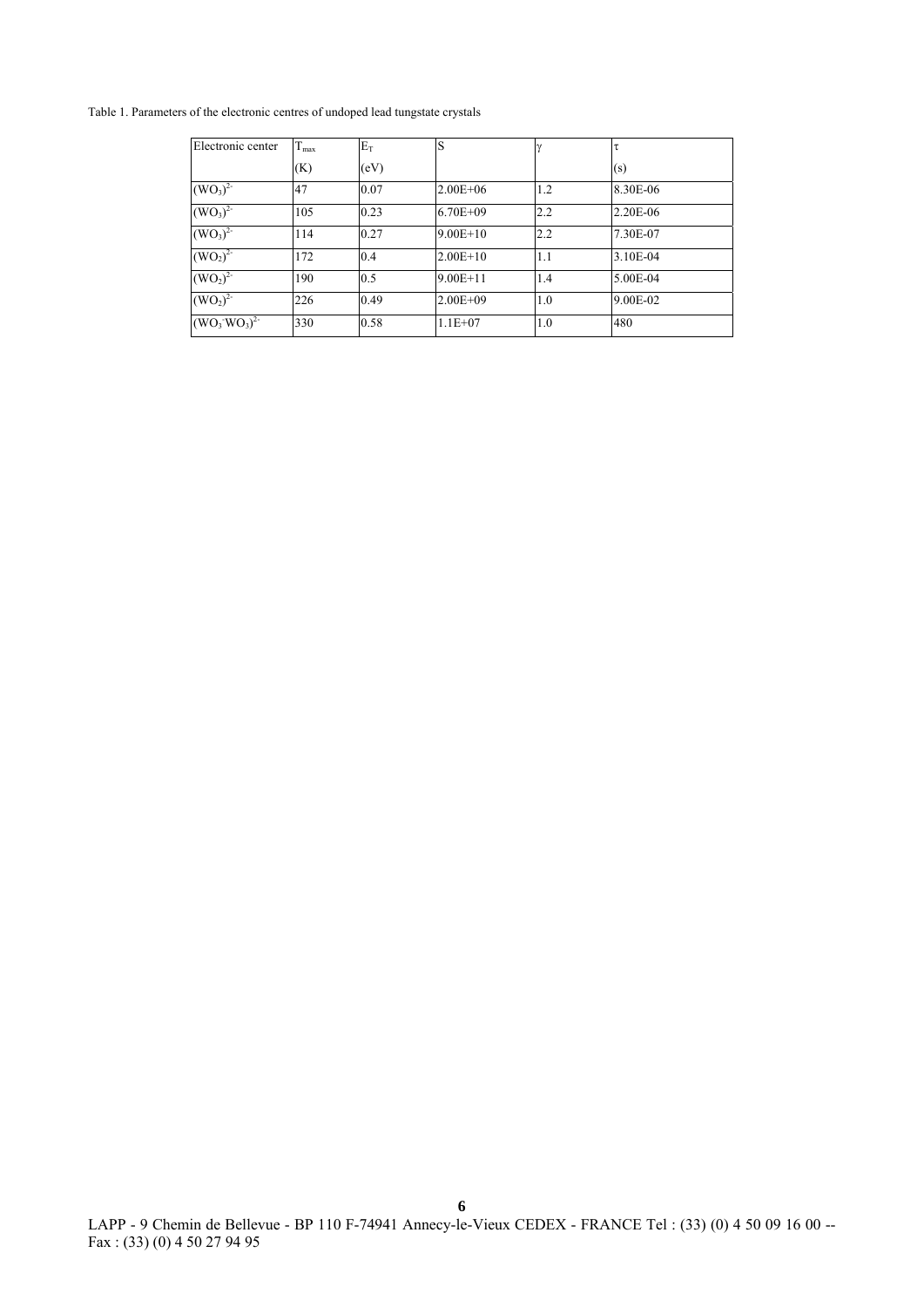Table 1. Parameters of the electronic centres of undoped lead tungstate crystals

| Electronic center | $T_{max}$ (K) | $E_T$ (eV) | S | $\gamma$ | $\tau$ (s) |
|---|---|---|---|---|---|
| $(WO_3)^{2-}$ | 47 | 0.07 | 2.00E+06 | 1.2 | 8.30E-06 |
| $(WO_3)^{2-}$ | 105 | 0.23 | 6.70E+09 | 2.2 | 2.20E-06 |
| $(WO_3)^{2-}$ | 114 | 0.27 | 9.00E+10 | 2.2 | 7.30E-07 |
| $(WO_2)^{2-}$ | 172 | 0.4 | 2.00E+10 | 1.1 | 3.10E-04 |
| $(WO_2)^{2-}$ | 190 | 0.5 | 9.00E+11 | 1.4 | 5.00E-04 |
| $(WO_2)^{2-}$ | 226 | 0.49 | 2.00E+09 | 1.0 | 9.00E-02 |
| $(WO_3^- WO_3)^{2-}$ | 330 | 0.58 | 1.1E+07 | 1.0 | 480 |

LAPP - 9 Chemin de Bellevue - BP 110 F-74941 Annecy-le-Vieux CEDEX - FRANCE Tel : (33) (0) 4 50 09 16 00 -- Fax : (33) (0) 4 50 27 94 95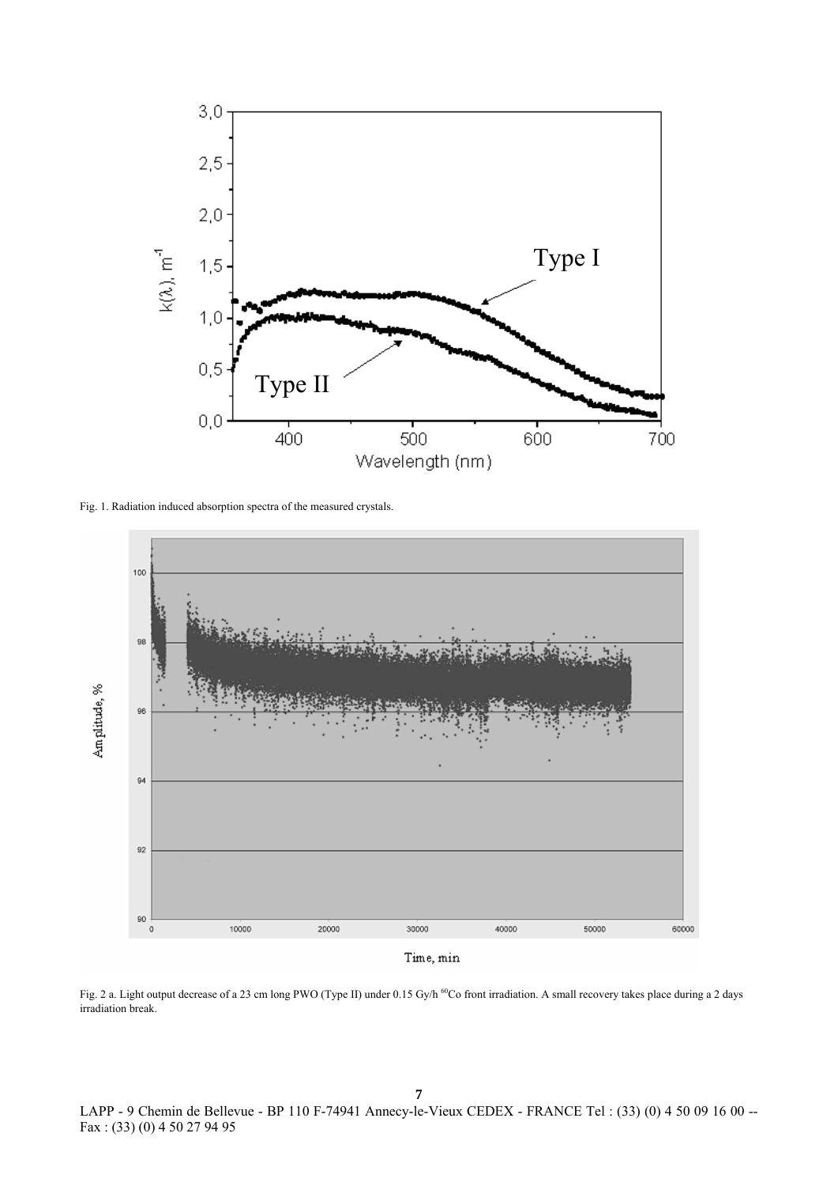Fig. 1. Radiation induced absorption spectra of the measured crystals.

Fig. 2 a. Light output decrease of a 23 cm long PWO (Type II) under 0.15 Gy/h $^{60}Co$ front irradiation. A small recovery takes place during a 2 days irradiation break.

LAPP - 9 Chemin de Bellevue - BP 110 F-74941 Annecy-le-Vieux CEDEX - FRANCE Tel : (33) (0) 4 50 09 16 00 -- Fax : (33) (0) 4 50 27 94 95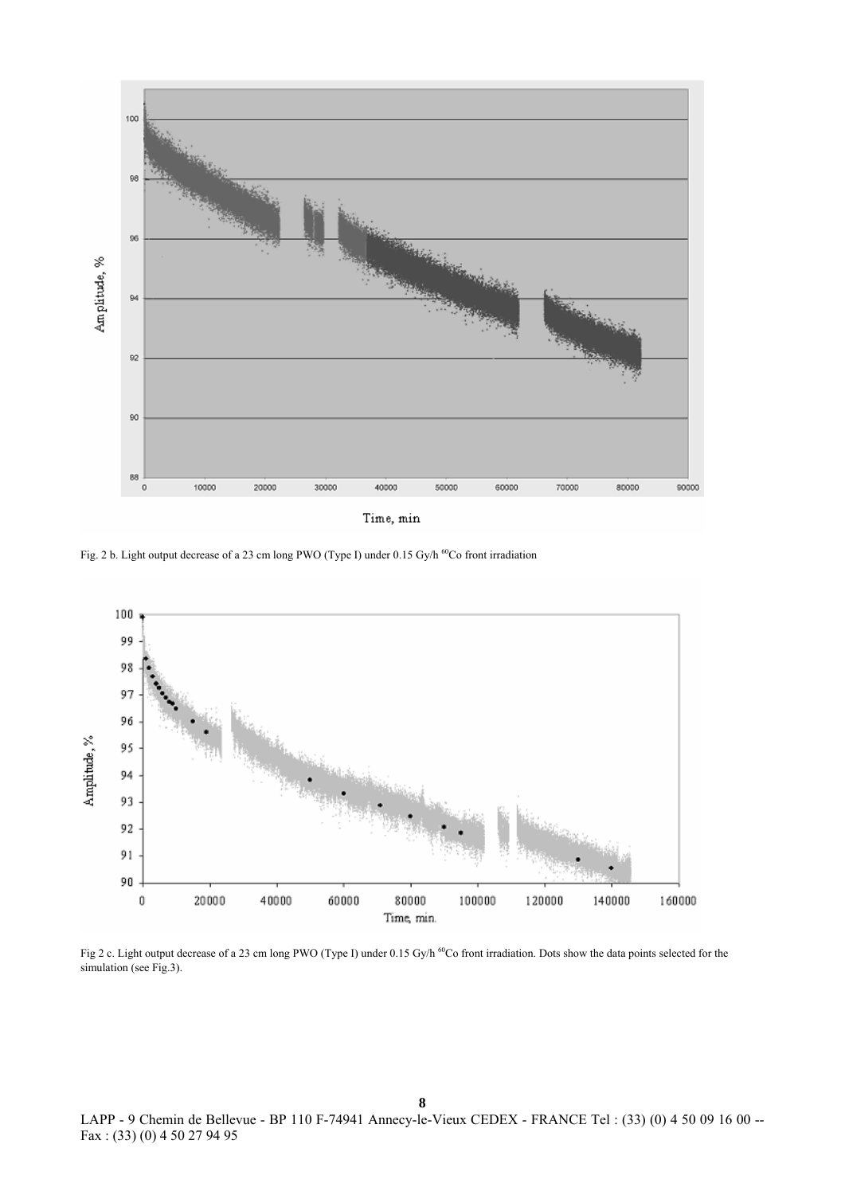Fig. 2 b. Light output decrease of a 23 cm long PWO (Type I) under 0.15 Gy/h $^{60}$Co front irradiation

Fig 2 c. Light output decrease of a 23 cm long PWO (Type I) under 0.15 Gy/h $^{60}$Co front irradiation. Dots show the data points selected for the simulation (see Fig.3).

LAPP - 9 Chemin de Bellevue - BP 110 F-74941 Annecy-le-Vieux CEDEX - FRANCE Tel : (33) (0) 4 50 09 16 00 -- Fax : (33) (0) 4 50 27 94 95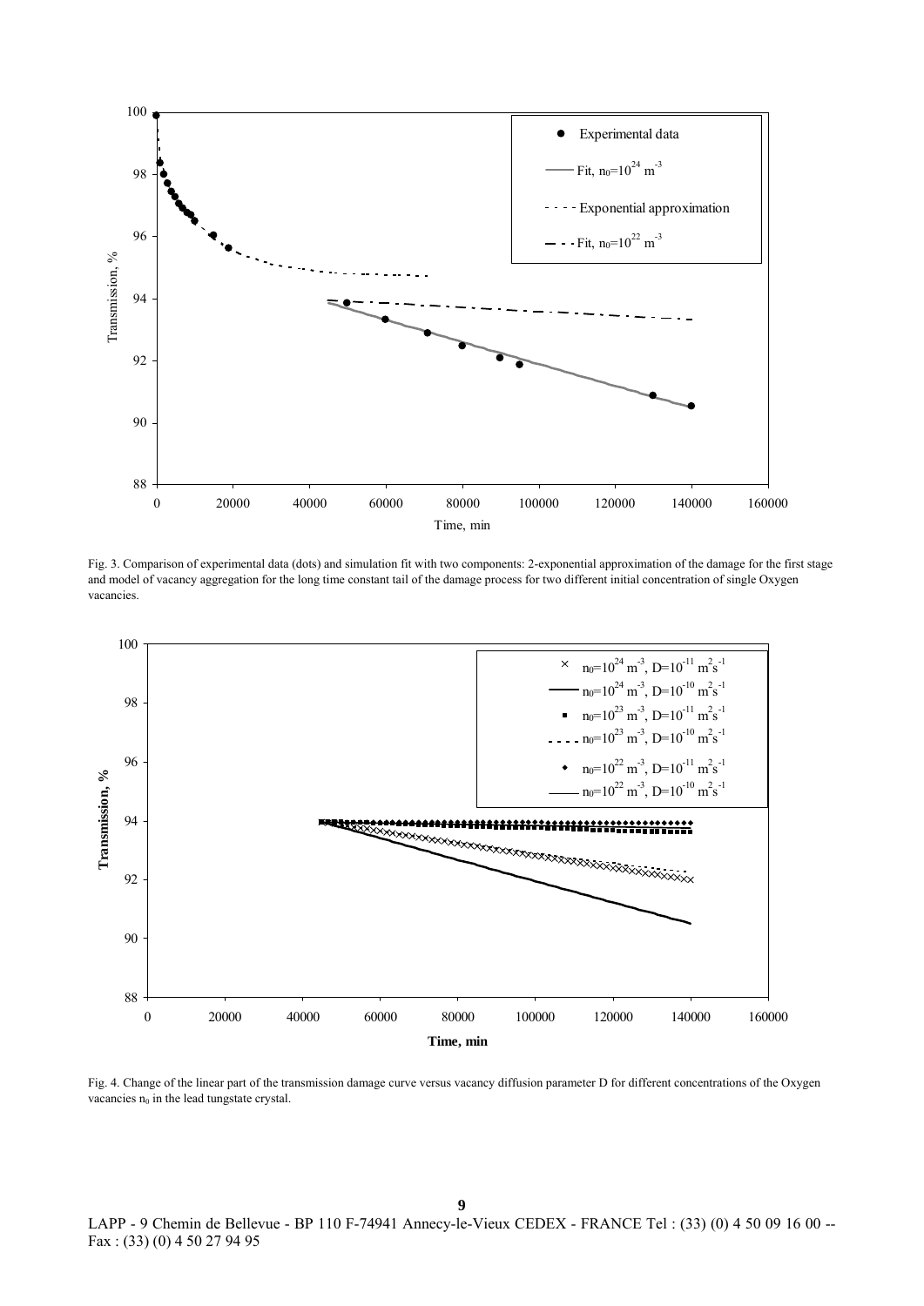Experimental data

Fit, $n_0=10^{24}$ $m^{-3}$

Exponential approximation

Fit, $n_0=10^{22}$ $m^{-3}$

Transmission, %

100
98
96
94
92
90
88

0 20000 40000 60000 80000 100000 120000 140000 160000

Time, min

Fig. 3. Comparison of experimental data (dots) and simulation fit with two components: 2-exponential approximation of the damage for the first stage and model of vacancy aggregation for the long time constant tail of the damage process for two different initial concentration of single Oxygen vacancies.

$n_0=10^{24}$ $m^{-3}$, $D=10^{-11}$ $m^2s^{-1}$

$n_0=10^{24}$ $m^{-3}$, $D=10^{-10}$ $m^2s^{-1}$

$n_0=10^{23}$ $m^{-3}$, $D=10^{-11}$ $m^2s^{-1}$

$n_0=10^{23}$ $m^{-3}$, $D=10^{-10}$ $m^2s^{-1}$

$n_0=10^{22}$ $m^{-3}$, $D=10^{-11}$ $m^2s^{-1}$

$n_0=10^{22}$ $m^{-3}$, $D=10^{-10}$ $m^2s^{-1}$

**Transmission, %**

100
98
96
94
92
90
88

0 20000 40000 60000 80000 100000 120000 140000 160000

**Time, min**

Fig. 4. Change of the linear part of the transmission damage curve versus vacancy diffusion parameter D for different concentrations of the Oxygen vacancies $n_0$ in the lead tungstate crystal.

LAPP - 9 Chemin de Bellevue - BP 110 F-74941 Annecy-le-Vieux CEDEX - FRANCE Tel : (33) (0) 4 50 09 16 00 -- Fax : (33) (0) 4 50 27 94 95